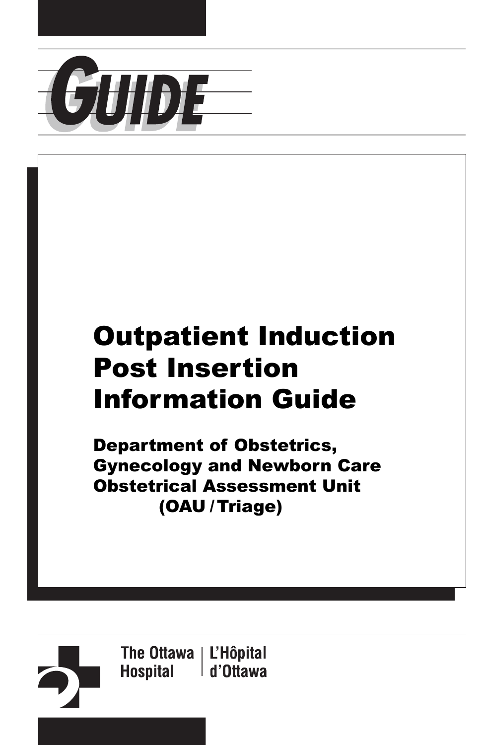# GUIDE

# Outpatient Induction Post Insertion Information Guide

## Department of Obstetrics, Gynecology and Newborn Care Obstetrical Assessment Unit (OAU / Triage)

The Ottawa Hospital | L'Hôpital d'Ottawa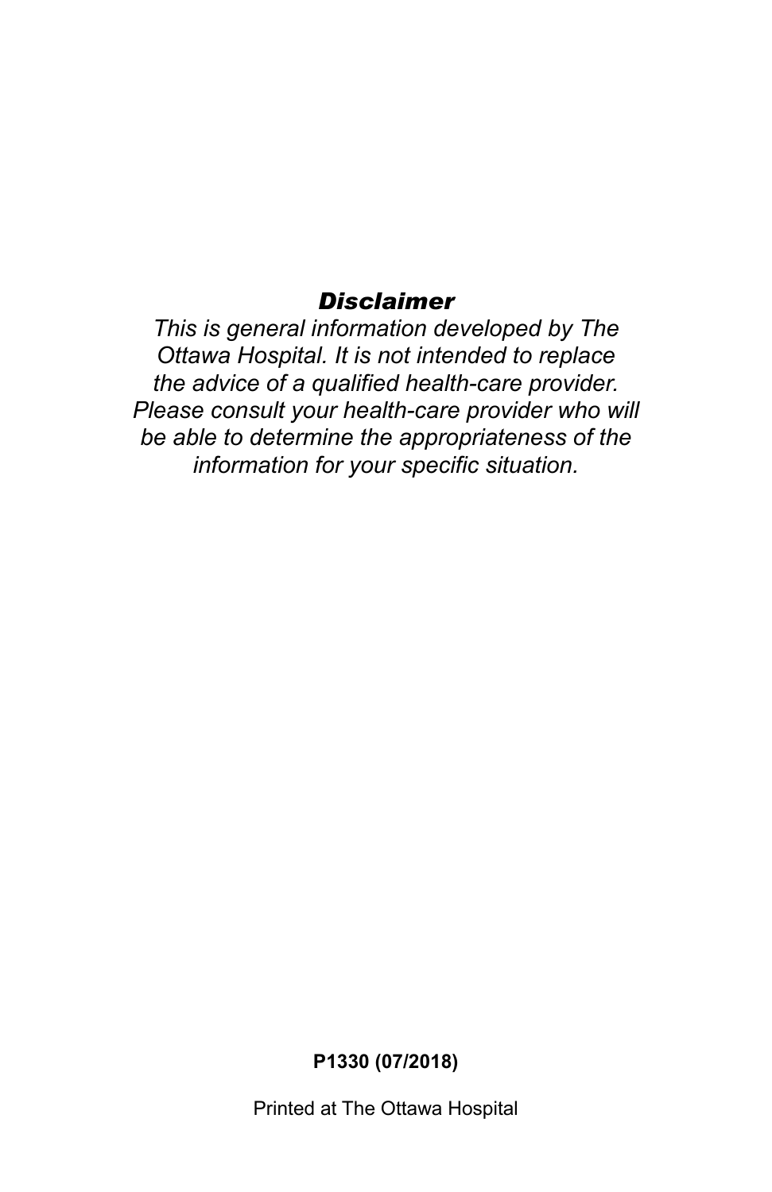## *Disclaimer*

*This is general information developed by The Ottawa Hospital. It is not intended to replace the advice of a qualified health-care provider. Please consult your health-care provider who will be able to determine the appropriateness of the information for your specific situation.*

**P1330 (07/2018)**

Printed at The Ottawa Hospital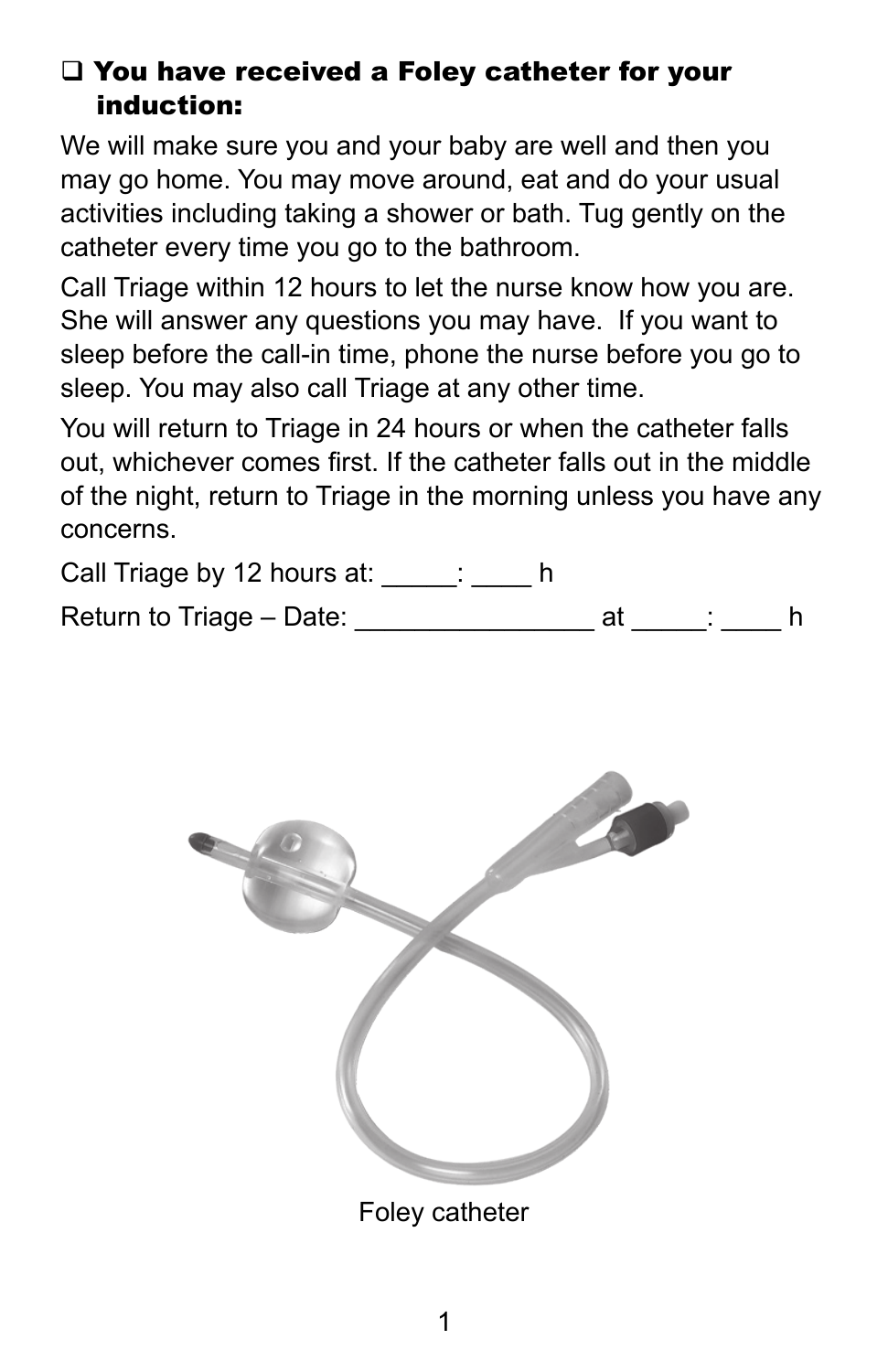- [ ] **You have received a Foley catheter for your induction:**

We will make sure you and your baby are well and then you may go home. You may move around, eat and do your usual activities including taking a shower or bath. Tug gently on the catheter every time you go to the bathroom.

Call Triage within 12 hours to let the nurse know how you are. She will answer any questions you may have. If you want to sleep before the call-in time, phone the nurse before you go to sleep. You may also call Triage at any other time.

You will return to Triage in 24 hours or when the catheter falls out, whichever comes first. If the catheter falls out in the middle of the night, return to Triage in the morning unless you have any concerns.

Call Triage by 12 hours at: _____: ____ h

Return to Triage – Date: ________________ at _____: ____ h

Foley catheter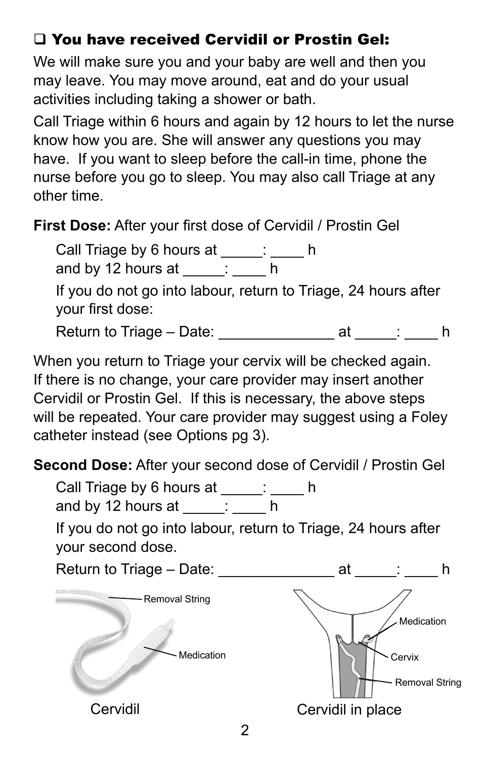## ❑ You have received Cervidil or Prostin Gel:

We will make sure you and your baby are well and then you may leave. You may move around, eat and do your usual activities including taking a shower or bath.

Call Triage within 6 hours and again by 12 hours to let the nurse know how you are. She will answer any questions you may have. If you want to sleep before the call-in time, phone the nurse before you go to sleep. You may also call Triage at any other time.

**First Dose:** After your first dose of Cervidil / Prostin Gel

> Call Triage by 6 hours at _____: ____ h
> and by 12 hours at _____: ____ h
>
> If you do not go into labour, return to Triage, 24 hours after your first dose:
>
> Return to Triage – Date: ______________ at _____: ____ h

When you return to Triage your cervix will be checked again. If there is no change, your care provider may insert another Cervidil or Prostin Gel. If this is necessary, the above steps will be repeated. Your care provider may suggest using a Foley catheter instead (see Options pg 3).

**Second Dose:** After your second dose of Cervidil / Prostin Gel

> Call Triage by 6 hours at _____: ____ h
> and by 12 hours at _____: ____ h
>
> If you do not go into labour, return to Triage, 24 hours after your second dose.
>
> Return to Triage – Date: ______________ at _____: ____ h

Removal String

Medication

Cervidil

Medication

Cervix

Removal String

Cervidil in place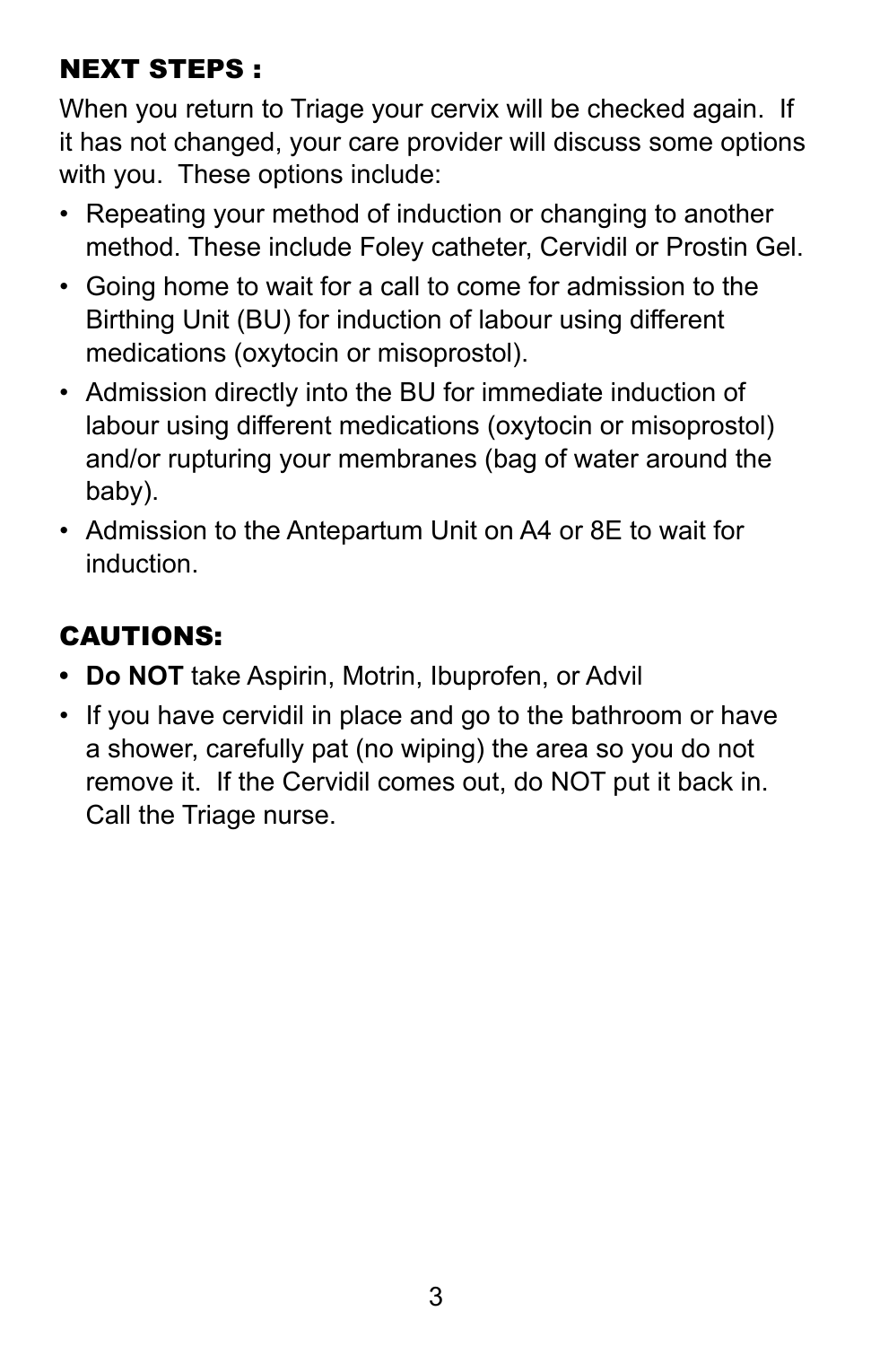## NEXT STEPS :

When you return to Triage your cervix will be checked again. If it has not changed, your care provider will discuss some options with you. These options include:

- Repeating your method of induction or changing to another method. These include Foley catheter, Cervidil or Prostin Gel.
- Going home to wait for a call to come for admission to the Birthing Unit (BU) for induction of labour using different medications (oxytocin or misoprostol).
- Admission directly into the BU for immediate induction of labour using different medications (oxytocin or misoprostol) and/or rupturing your membranes (bag of water around the baby).
- Admission to the Antepartum Unit on A4 or 8E to wait for induction.

## CAUTIONS:

- **Do NOT** take Aspirin, Motrin, Ibuprofen, or Advil
- If you have cervidil in place and go to the bathroom or have a shower, carefully pat (no wiping) the area so you do not remove it. If the Cervidil comes out, do NOT put it back in. Call the Triage nurse.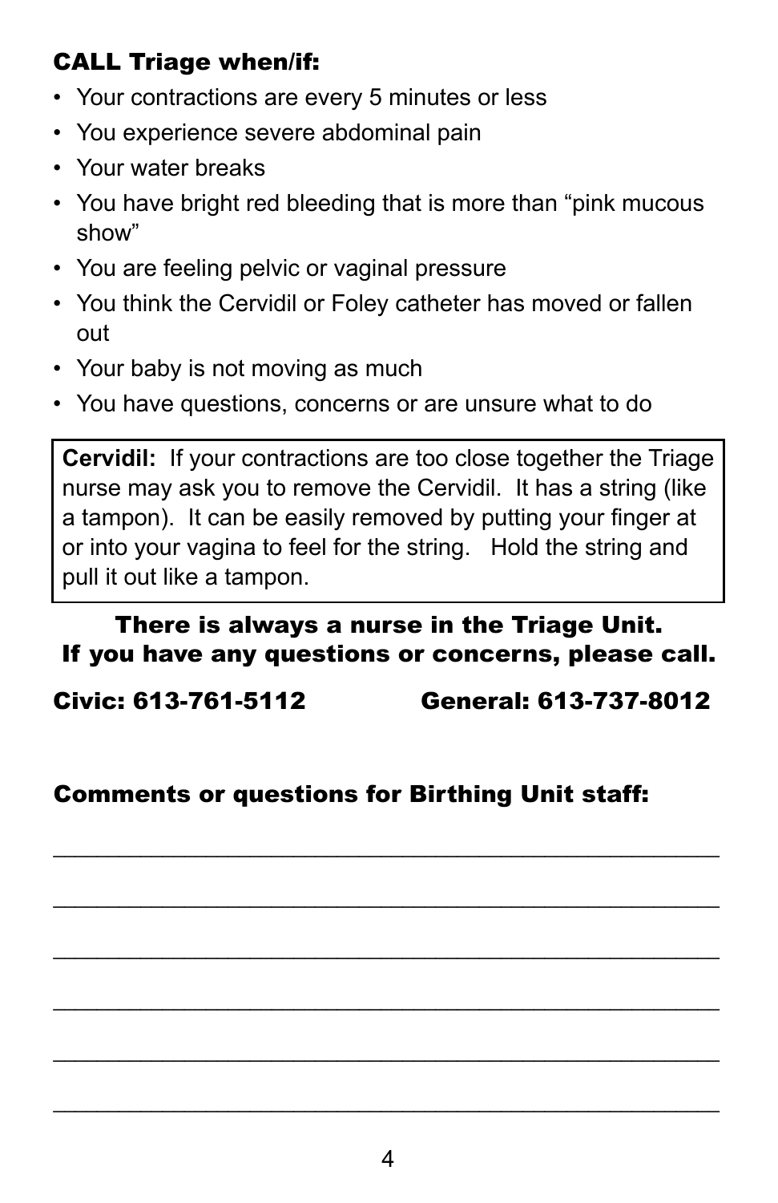**CALL Triage when/if:**

- Your contractions are every 5 minutes or less
- You experience severe abdominal pain
- Your water breaks
- You have bright red bleeding that is more than "pink mucous show"
- You are feeling pelvic or vaginal pressure
- You think the Cervidil or Foley catheter has moved or fallen out
- Your baby is not moving as much
- You have questions, concerns or are unsure what to do

> **Cervidil:** If your contractions are too close together the Triage nurse may ask you to remove the Cervidil. It has a string (like a tampon). It can be easily removed by putting your finger at or into your vagina to feel for the string. Hold the string and pull it out like a tampon.

**There is always a nurse in the Triage Unit.**
**If you have any questions or concerns, please call.**

**Civic: 613-761-5112** **General: 613-737-8012**

**Comments or questions for Birthing Unit staff:**

______________________________________________

______________________________________________

______________________________________________

______________________________________________

______________________________________________

______________________________________________